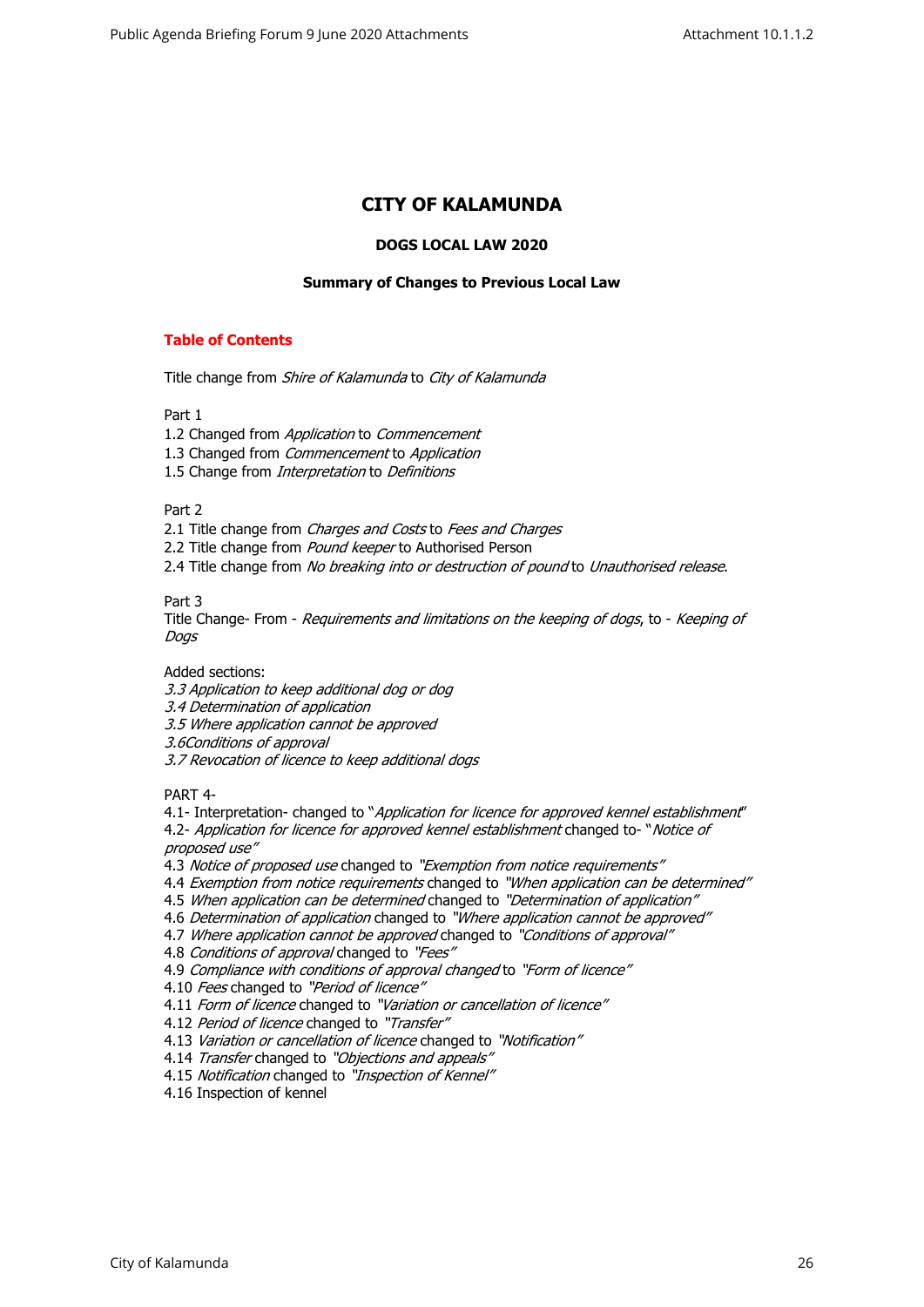# CITY OF KALAMUNDA

## DOGS LOCAL LAW 2020

### Summary of Changes to Previous Local Law

**Table of Contents**

Title change from *Shire of Kalamunda* to *City of Kalamunda*

Part 1

1.2 Changed from *Application* to *Commencement*
1.3 Changed from *Commencement* to *Application*
1.5 Change from *Interpretation* to *Definitions*

Part 2

2.1 Title change from *Charges and Costs* to *Fees and Charges*
2.2 Title change from *Pound keeper* to Authorised Person
2.4 Title change from *No breaking into or destruction of pound* to *Unauthorised release*.

Part 3

Title Change- From - *Requirements and limitations on the keeping of dogs*, to - *Keeping of Dogs*

Added sections:
*3.3 Application to keep additional dog or dog*
*3.4 Determination of application*
*3.5 Where application cannot be approved*
*3.6Conditions of approval*
*3.7 Revocation of licence to keep additional dogs*

PART 4-

4.1- Interpretation- changed to "*Application for licence for approved kennel establishment*"
4.2- *Application for licence for approved kennel establishment* changed to- "*Notice of proposed use"*
4.3 *Notice of proposed use* changed to *"Exemption from notice requirements"*
4.4 *Exemption from notice requirements* changed to *"When application can be determined"*
4.5 *When application can be determined* changed to *"Determination of application"*
4.6 *Determination of application* changed to *"Where application cannot be approved"*
4.7 *Where application cannot be approved* changed to *"Conditions of approval"*
4.8 *Conditions of approval* changed to *"Fees"*
4.9 *Compliance with conditions of approval changed* to *"Form of licence"*
4.10 *Fees* changed to *"Period of licence"*
4.11 *Form of licence* changed to *"Variation or cancellation of licence"*
4.12 *Period of licence* changed to *"Transfer"*
4.13 *Variation or cancellation of licence* changed to *"Notification"*
4.14 *Transfer* changed to *"Objections and appeals"*
4.15 *Notification* changed to *"Inspection of Kennel"*
4.16 Inspection of kennel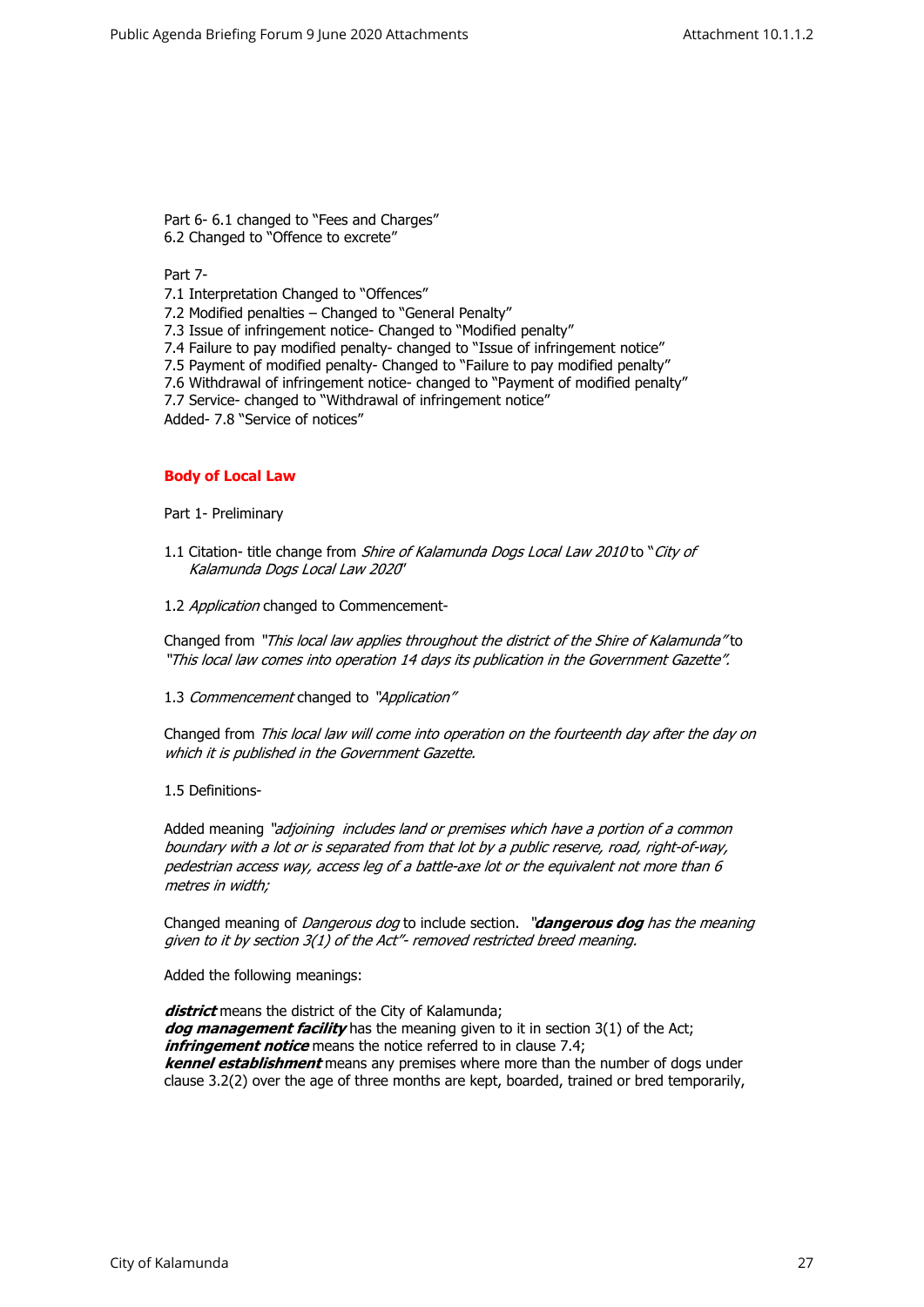Part 6- 6.1 changed to “Fees and Charges”
6.2 Changed to “Offence to excrete”

Part 7-

7.1 Interpretation Changed to “Offences”
7.2 Modified penalties – Changed to “General Penalty”
7.3 Issue of infringement notice- Changed to “Modified penalty”
7.4 Failure to pay modified penalty- changed to “Issue of infringement notice”
7.5 Payment of modified penalty- Changed to “Failure to pay modified penalty”
7.6 Withdrawal of infringement notice- changed to “Payment of modified penalty”
7.7 Service- changed to “Withdrawal of infringement notice”
Added- 7.8 “Service of notices”

## Body of Local Law

Part 1- Preliminary

1.1 Citation- title change from *Shire of Kalamunda Dogs Local Law 2010* to "*City of Kalamunda Dogs Local Law 2020*"

1.2 *Application* changed to Commencement-

Changed from *"This local law applies throughout the district of the Shire of Kalamunda"* to *"This local law comes into operation 14 days its publication in the Government Gazette".*

1.3 *Commencement* changed to *"Application"*

Changed from *This local law will come into operation on the fourteenth day after the day on which it is published in the Government Gazette.*

1.5 Definitions-

Added meaning *"adjoining includes land or premises which have a portion of a common boundary with a lot or is separated from that lot by a public reserve, road, right-of-way, pedestrian access way, access leg of a battle-axe lot or the equivalent not more than 6 metres in width;*

Changed meaning of *Dangerous dog* to include section. *"**dangerous dog** has the meaning given to it by section 3(1) of the Act"- removed restricted breed meaning.*

Added the following meanings:

***district*** means the district of the City of Kalamunda;
***dog management facility*** has the meaning given to it in section 3(1) of the Act;
***infringement notice*** means the notice referred to in clause 7.4;
***kennel establishment*** means any premises where more than the number of dogs under clause 3.2(2) over the age of three months are kept, boarded, trained or bred temporarily,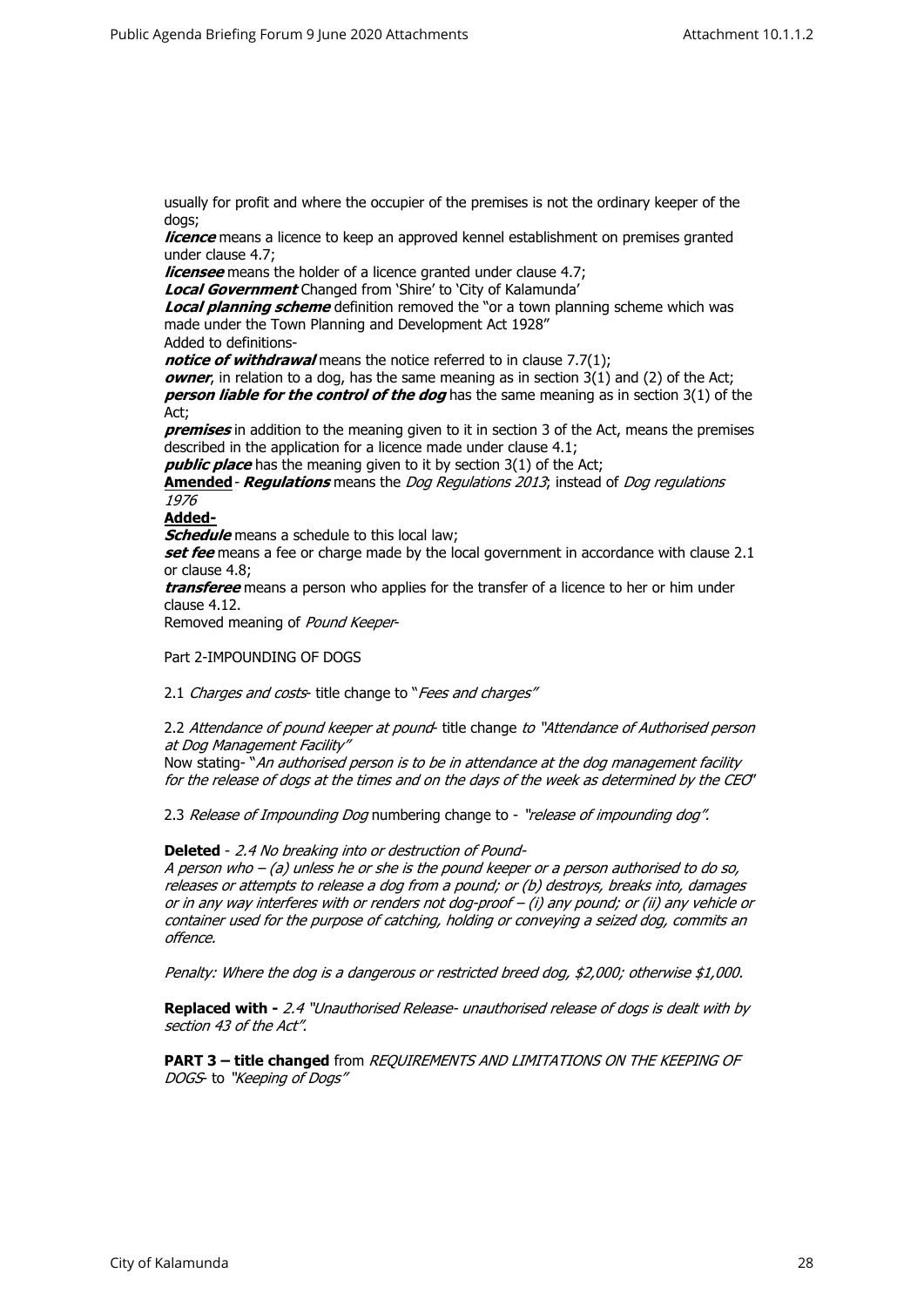usually for profit and where the occupier of the premises is not the ordinary keeper of the dogs;

***licence*** means a licence to keep an approved kennel establishment on premises granted under clause 4.7;

***licensee*** means the holder of a licence granted under clause 4.7;

***Local Government*** Changed from 'Shire' to 'City of Kalamunda'

***Local planning scheme*** definition removed the "or a town planning scheme which was made under the Town Planning and Development Act 1928"

Added to definitions-

***notice of withdrawal*** means the notice referred to in clause 7.7(1);

***owner***, in relation to a dog, has the same meaning as in section 3(1) and (2) of the Act;

***person liable for the control of the dog*** has the same meaning as in section 3(1) of the Act;

***premises*** in addition to the meaning given to it in section 3 of the Act, means the premises described in the application for a licence made under clause 4.1;

***public place*** has the meaning given to it by section 3(1) of the Act;

**Amended** - ***Regulations*** means the *Dog Regulations 2013*; instead of *Dog regulations 1976*

**Added-**

***Schedule*** means a schedule to this local law;

***set fee*** means a fee or charge made by the local government in accordance with clause 2.1 or clause 4.8;

***transferee*** means a person who applies for the transfer of a licence to her or him under clause 4.12.

Removed meaning of *Pound Keeper*-

Part 2-IMPOUNDING OF DOGS

2.1 *Charges and costs*- title change to "*Fees and charges"*

2.2 *Attendance of pound keeper at pound*- title change *to "Attendance of Authorised person at Dog Management Facility"*

Now stating- "*An authorised person is to be in attendance at the dog management facility for the release of dogs at the times and on the days of the week as determined by the CEO*"

2.3 *Release of Impounding Dog* numbering change to - *"release of impounding dog".*

**Deleted** - *2.4 No breaking into or destruction of Pound-*

*A person who – (a) unless he or she is the pound keeper or a person authorised to do so, releases or attempts to release a dog from a pound; or (b) destroys, breaks into, damages or in any way interferes with or renders not dog-proof – (i) any pound; or (ii) any vehicle or container used for the purpose of catching, holding or conveying a seized dog, commits an offence.*

*Penalty: Where the dog is a dangerous or restricted breed dog, $2,000; otherwise $1,000.*

**Replaced with -** *2.4 "Unauthorised Release- unauthorised release of dogs is dealt with by section 43 of the Act".*

**PART 3 – title changed** from *REQUIREMENTS AND LIMITATIONS ON THE KEEPING OF DOGS*- to *"Keeping of Dogs"*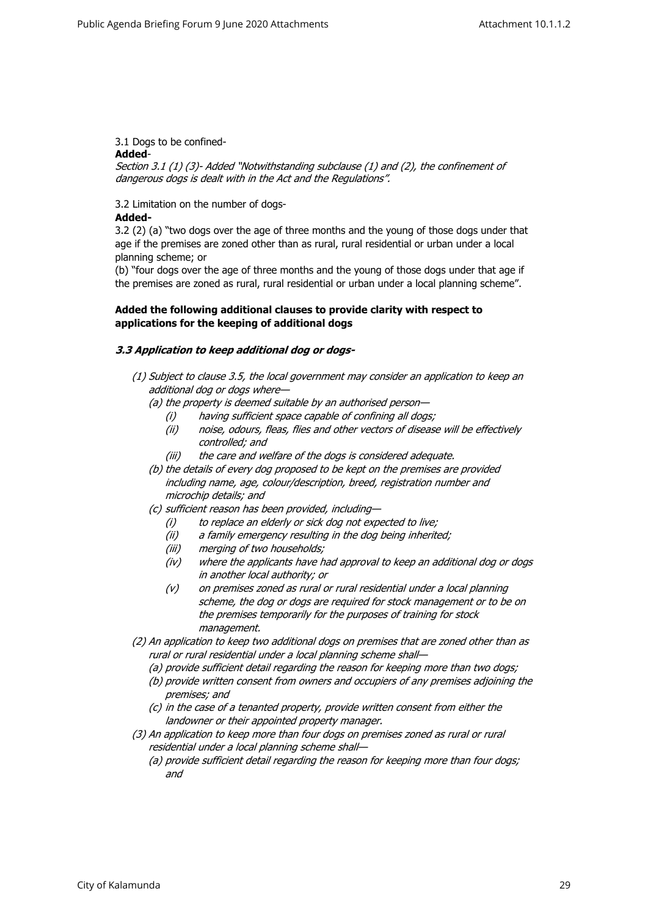3.1 Dogs to be confined-

**Added**-

*Section 3.1 (1) (3)- Added "Notwithstanding subclause (1) and (2), the confinement of dangerous dogs is dealt with in the Act and the Regulations".*

3.2 Limitation on the number of dogs-

**Added-**

3.2 (2) (a) "two dogs over the age of three months and the young of those dogs under that age if the premises are zoned other than as rural, rural residential or urban under a local planning scheme; or

(b) "four dogs over the age of three months and the young of those dogs under that age if the premises are zoned as rural, rural residential or urban under a local planning scheme".

**Added the following additional clauses to provide clarity with respect to applications for the keeping of additional dogs**

***3.3 Application to keep additional dog or dogs-***

*(1) Subject to clause 3.5, the local government may consider an application to keep an additional dog or dogs where—*

*(a) the property is deemed suitable by an authorised person—*

*(i) having sufficient space capable of confining all dogs;*

*(ii) noise, odours, fleas, flies and other vectors of disease will be effectively controlled; and*

*(iii) the care and welfare of the dogs is considered adequate.*

*(b) the details of every dog proposed to be kept on the premises are provided including name, age, colour/description, breed, registration number and microchip details; and*

*(c) sufficient reason has been provided, including—*

*(i) to replace an elderly or sick dog not expected to live;*

*(ii) a family emergency resulting in the dog being inherited;*

*(iii) merging of two households;*

*(iv) where the applicants have had approval to keep an additional dog or dogs in another local authority; or*

*(v) on premises zoned as rural or rural residential under a local planning scheme, the dog or dogs are required for stock management or to be on the premises temporarily for the purposes of training for stock management.*

*(2) An application to keep two additional dogs on premises that are zoned other than as rural or rural residential under a local planning scheme shall—*

*(a) provide sufficient detail regarding the reason for keeping more than two dogs;*

*(b) provide written consent from owners and occupiers of any premises adjoining the premises; and*

*(c) in the case of a tenanted property, provide written consent from either the landowner or their appointed property manager.*

*(3) An application to keep more than four dogs on premises zoned as rural or rural residential under a local planning scheme shall—*

*(a) provide sufficient detail regarding the reason for keeping more than four dogs; and*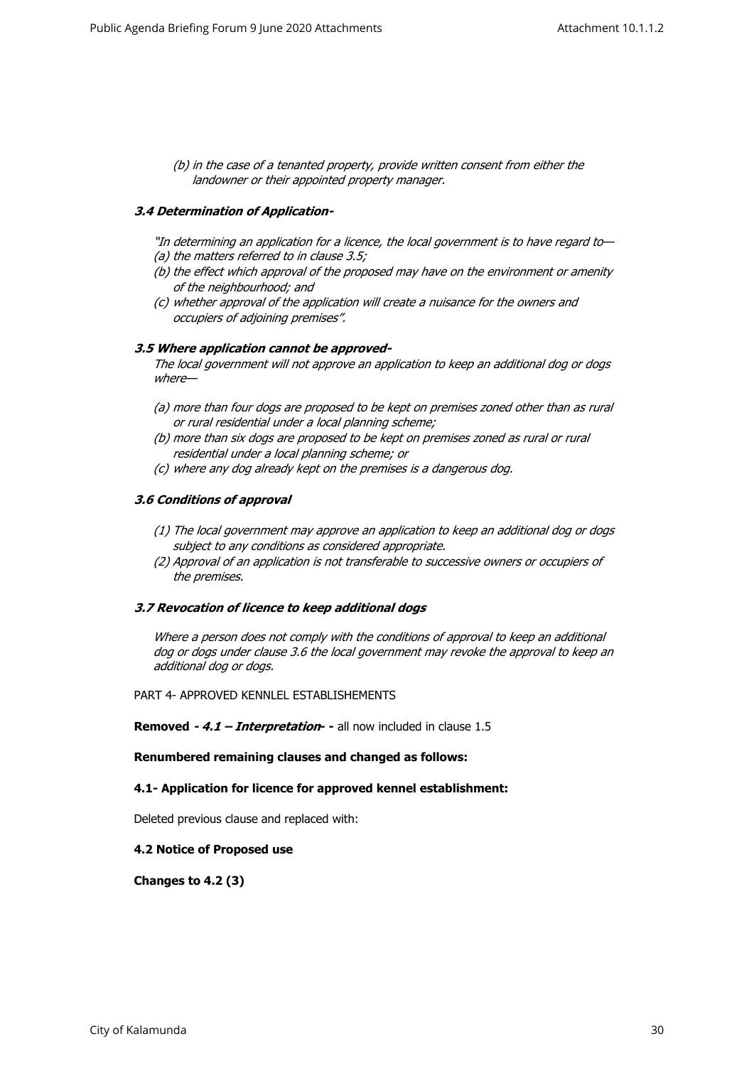*(b) in the case of a tenanted property, provide written consent from either the landowner or their appointed property manager.*

***3.4 Determination of Application-***

*"In determining an application for a licence, the local government is to have regard to—*
*(a) the matters referred to in clause 3.5;*
*(b) the effect which approval of the proposed may have on the environment or amenity of the neighbourhood; and*
*(c) whether approval of the application will create a nuisance for the owners and occupiers of adjoining premises".*

***3.5 Where application cannot be approved-***

*The local government will not approve an application to keep an additional dog or dogs where—*

*(a) more than four dogs are proposed to be kept on premises zoned other than as rural or rural residential under a local planning scheme;*
*(b) more than six dogs are proposed to be kept on premises zoned as rural or rural residential under a local planning scheme; or*
*(c) where any dog already kept on the premises is a dangerous dog.*

***3.6 Conditions of approval***

*(1) The local government may approve an application to keep an additional dog or dogs subject to any conditions as considered appropriate.*
*(2) Approval of an application is not transferable to successive owners or occupiers of the premises.*

***3.7 Revocation of licence to keep additional dogs***

*Where a person does not comply with the conditions of approval to keep an additional dog or dogs under clause 3.6 the local government may revoke the approval to keep an additional dog or dogs.*

PART 4- APPROVED KENNLEL ESTABLISHEMENTS

**Removed** ***- 4.1 – Interpretation-*** **-** all now included in clause 1.5

**Renumbered remaining clauses and changed as follows:**

**4.1- Application for licence for approved kennel establishment:**

Deleted previous clause and replaced with:

**4.2 Notice of Proposed use**

**Changes to 4.2 (3)**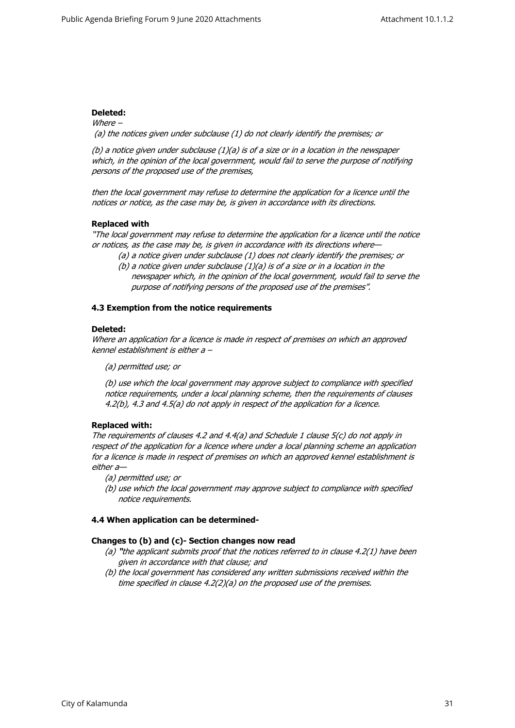**Deleted:**

*Where –*

*(a) the notices given under subclause (1) do not clearly identify the premises; or*

*(b) a notice given under subclause (1)(a) is of a size or in a location in the newspaper which, in the opinion of the local government, would fail to serve the purpose of notifying persons of the proposed use of the premises,*

*then the local government may refuse to determine the application for a licence until the notices or notice, as the case may be, is given in accordance with its directions.*

**Replaced with**

*"The local government may refuse to determine the application for a licence until the notice or notices, as the case may be, is given in accordance with its directions where—*

- *(a) a notice given under subclause (1) does not clearly identify the premises; or*
- *(b) a notice given under subclause (1)(a) is of a size or in a location in the newspaper which, in the opinion of the local government, would fail to serve the purpose of notifying persons of the proposed use of the premises".*

**4.3 Exemption from the notice requirements**

**Deleted:**

*Where an application for a licence is made in respect of premises on which an approved kennel establishment is either a –*

*(a) permitted use; or*

*(b) use which the local government may approve subject to compliance with specified notice requirements, under a local planning scheme, then the requirements of clauses 4.2(b), 4.3 and 4.5(a) do not apply in respect of the application for a licence.*

**Replaced with:**

*The requirements of clauses 4.2 and 4.4(a) and Schedule 1 clause 5(c) do not apply in respect of the application for a licence where under a local planning scheme an application for a licence is made in respect of premises on which an approved kennel establishment is either a—*

- *(a) permitted use; or*
- *(b) use which the local government may approve subject to compliance with specified notice requirements.*

**4.4 When application can be determined-**

**Changes to (b) and (c)- Section changes now read**

- *(a) "the applicant submits proof that the notices referred to in clause 4.2(1) have been given in accordance with that clause; and*
- *(b) the local government has considered any written submissions received within the time specified in clause 4.2(2)(a) on the proposed use of the premises.*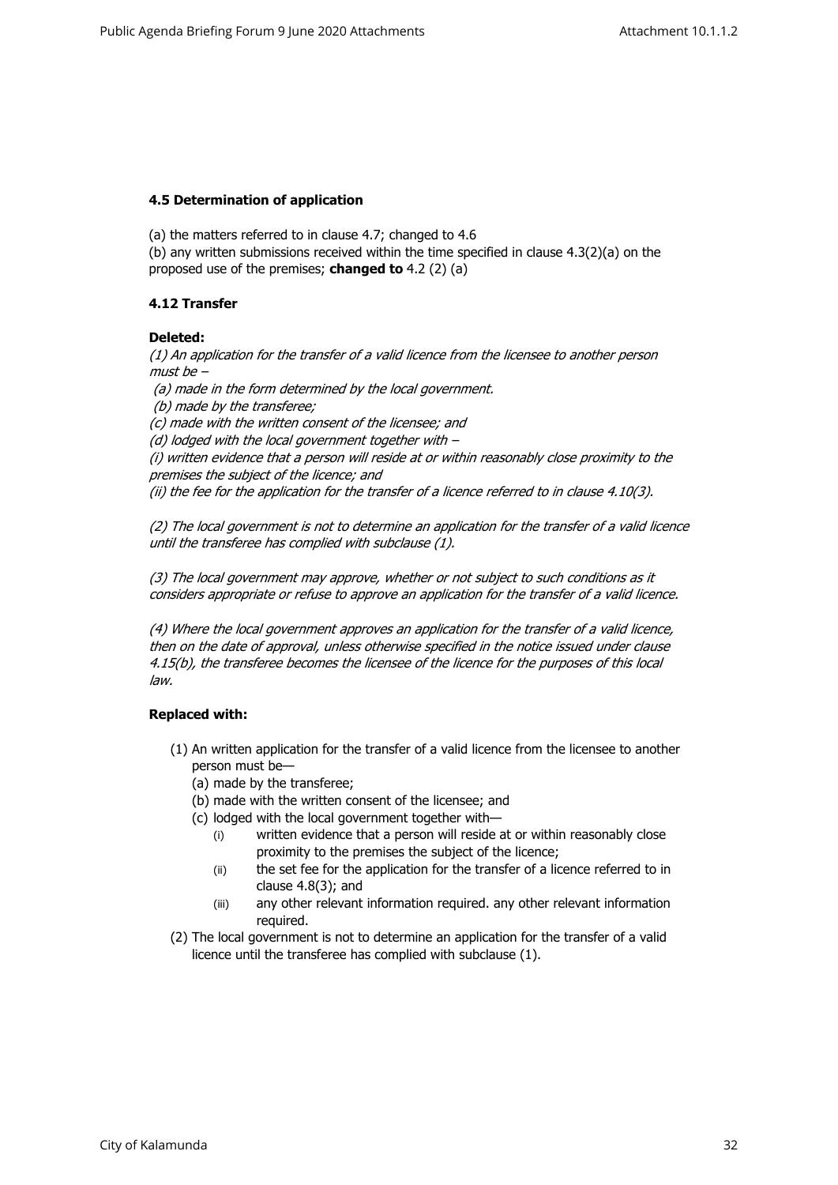**4.5 Determination of application**

(a) the matters referred to in clause 4.7; changed to 4.6
(b) any written submissions received within the time specified in clause 4.3(2)(a) on the proposed use of the premises; **changed to** 4.2 (2) (a)

**4.12 Transfer**

**Deleted:**

*(1) An application for the transfer of a valid licence from the licensee to another person must be –*
*(a) made in the form determined by the local government.*
*(b) made by the transferee;*
*(c) made with the written consent of the licensee; and*
*(d) lodged with the local government together with –*
*(i) written evidence that a person will reside at or within reasonably close proximity to the premises the subject of the licence; and*
*(ii) the fee for the application for the transfer of a licence referred to in clause 4.10(3).*

*(2) The local government is not to determine an application for the transfer of a valid licence until the transferee has complied with subclause (1).*

*(3) The local government may approve, whether or not subject to such conditions as it considers appropriate or refuse to approve an application for the transfer of a valid licence.*

*(4) Where the local government approves an application for the transfer of a valid licence, then on the date of approval, unless otherwise specified in the notice issued under clause 4.15(b), the transferee becomes the licensee of the licence for the purposes of this local law.*

**Replaced with:**

(1) An written application for the transfer of a valid licence from the licensee to another person must be—
   (a) made by the transferee;
   (b) made with the written consent of the licensee; and
   (c) lodged with the local government together with—
      (i) written evidence that a person will reside at or within reasonably close proximity to the premises the subject of the licence;
      (ii) the set fee for the application for the transfer of a licence referred to in clause 4.8(3); and
      (iii) any other relevant information required. any other relevant information required.
(2) The local government is not to determine an application for the transfer of a valid licence until the transferee has complied with subclause (1).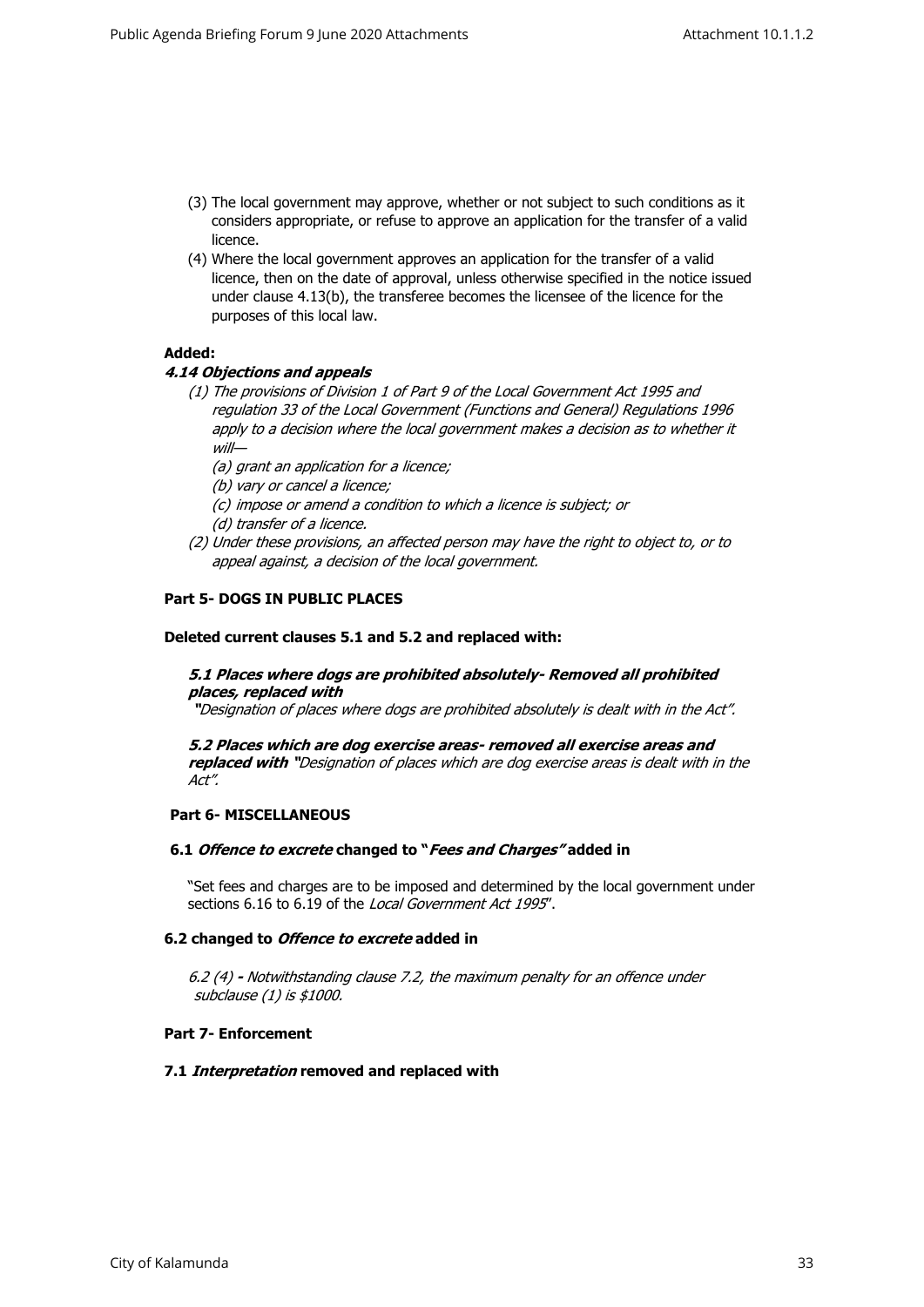(3) The local government may approve, whether or not subject to such conditions as it considers appropriate, or refuse to approve an application for the transfer of a valid licence.

(4) Where the local government approves an application for the transfer of a valid licence, then on the date of approval, unless otherwise specified in the notice issued under clause 4.13(b), the transferee becomes the licensee of the licence for the purposes of this local law.

**Added:**

***4.14 Objections and appeals***

*(1) The provisions of Division 1 of Part 9 of the Local Government Act 1995 and regulation 33 of the Local Government (Functions and General) Regulations 1996 apply to a decision where the local government makes a decision as to whether it will—*

*(a) grant an application for a licence;*

*(b) vary or cancel a licence;*

*(c) impose or amend a condition to which a licence is subject; or*

*(d) transfer of a licence.*

*(2) Under these provisions, an affected person may have the right to object to, or to appeal against, a decision of the local government.*

**Part 5- DOGS IN PUBLIC PLACES**

**Deleted current clauses 5.1 and 5.2 and replaced with:**

***5.1 Places where dogs are prohibited absolutely- Removed all prohibited places, replaced with***

*"Designation of places where dogs are prohibited absolutely is dealt with in the Act".*

***5.2 Places which are dog exercise areas- removed all exercise areas and replaced with*** *"Designation of places which are dog exercise areas is dealt with in the Act".*

**Part 6- MISCELLANEOUS**

**6.1 *Offence to excrete* changed to "*Fees and Charges*" added in**

"Set fees and charges are to be imposed and determined by the local government under sections 6.16 to 6.19 of the *Local Government Act 1995*".

**6.2 changed to *Offence to excrete* added in**

*6.2 (4) - Notwithstanding clause 7.2, the maximum penalty for an offence under subclause (1) is $1000.*

**Part 7- Enforcement**

**7.1 *Interpretation* removed and replaced with**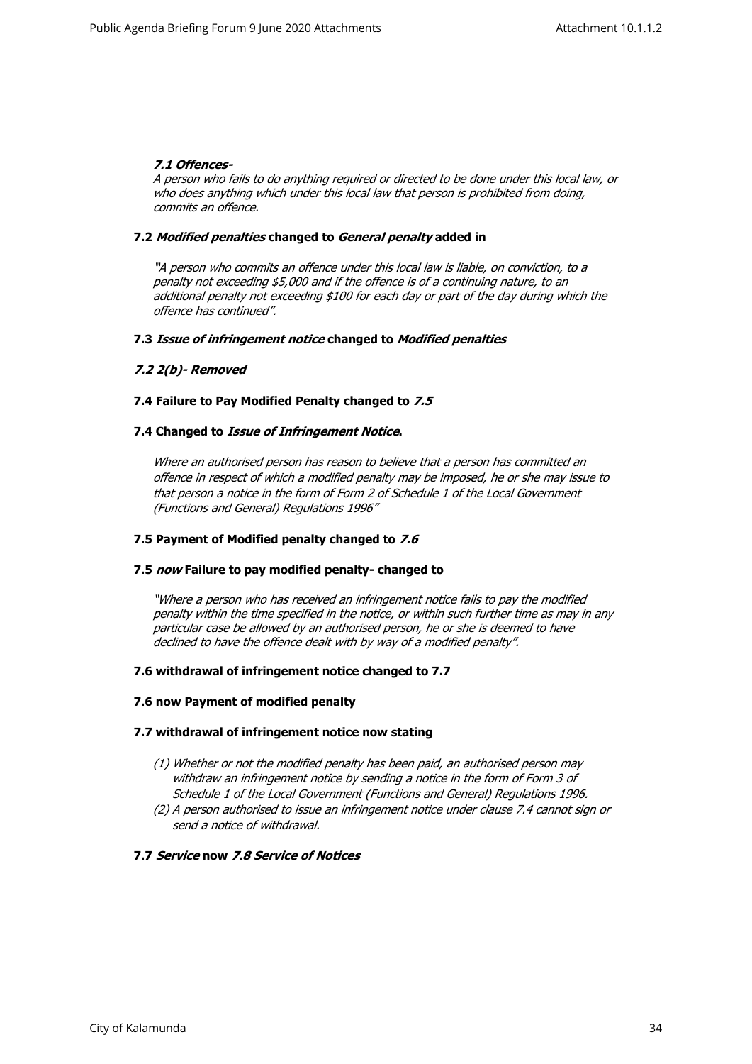***7.1 Offences-***
*A person who fails to do anything required or directed to be done under this local law, or who does anything which under this local law that person is prohibited from doing, commits an offence.*

**7.2 *Modified penalties* changed to *General penalty* added in**

*"A person who commits an offence under this local law is liable, on conviction, to a penalty not exceeding $5,000 and if the offence is of a continuing nature, to an additional penalty not exceeding $100 for each day or part of the day during which the offence has continued".*

**7.3 *Issue of infringement notice* changed to *Modified penalties***

***7.2 2(b)- Removed***

**7.4 Failure to Pay Modified Penalty changed to *7.5***

**7.4 Changed to *Issue of Infringement Notice*.**

*Where an authorised person has reason to believe that a person has committed an offence in respect of which a modified penalty may be imposed, he or she may issue to that person a notice in the form of Form 2 of Schedule 1 of the Local Government (Functions and General) Regulations 1996"*

**7.5 Payment of Modified penalty changed to *7.6***

**7.5 *now* Failure to pay modified penalty- changed to**

*"Where a person who has received an infringement notice fails to pay the modified penalty within the time specified in the notice, or within such further time as may in any particular case be allowed by an authorised person, he or she is deemed to have declined to have the offence dealt with by way of a modified penalty".*

**7.6 withdrawal of infringement notice changed to 7.7**

**7.6 now Payment of modified penalty**

**7.7 withdrawal of infringement notice now stating**

*(1) Whether or not the modified penalty has been paid, an authorised person may withdraw an infringement notice by sending a notice in the form of Form 3 of Schedule 1 of the Local Government (Functions and General) Regulations 1996.*
*(2) A person authorised to issue an infringement notice under clause 7.4 cannot sign or send a notice of withdrawal.*

**7.7 *Service* now *7.8 Service of Notices***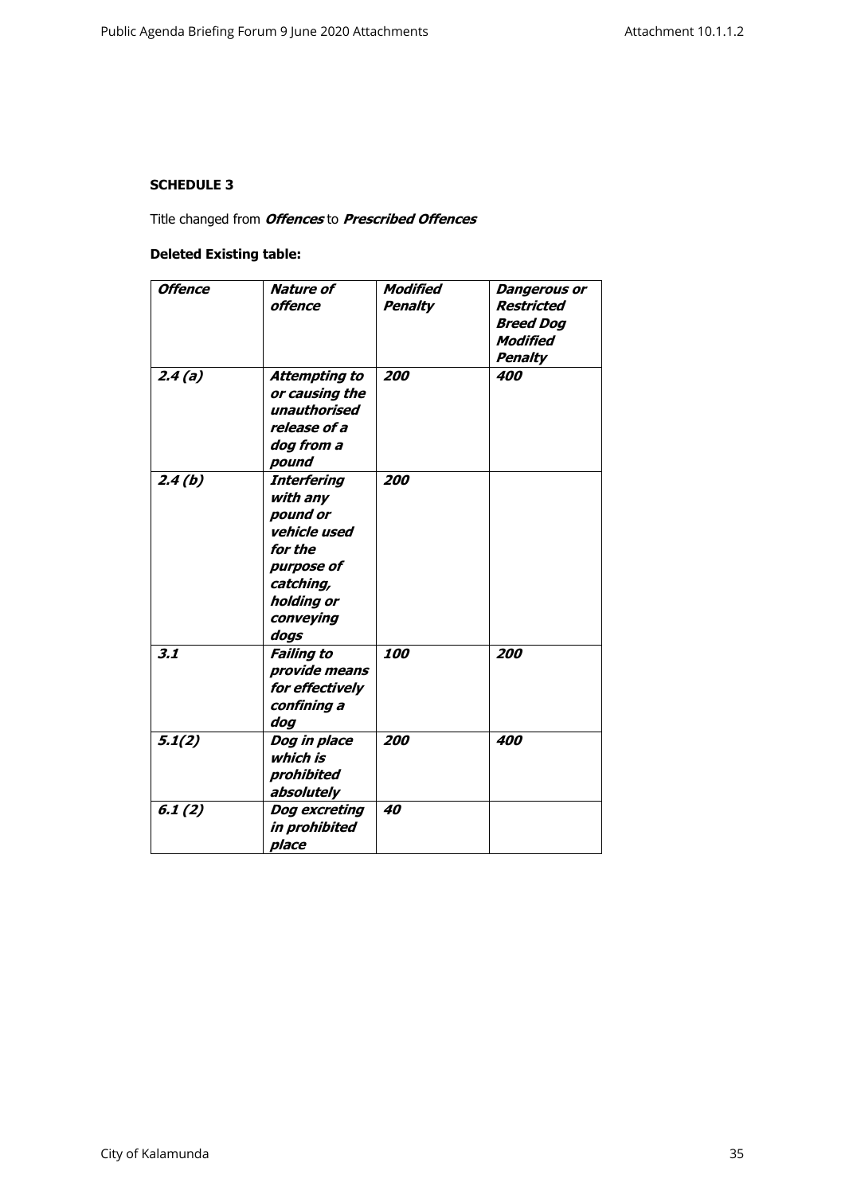**SCHEDULE 3**

Title changed from ***Offences*** to ***Prescribed Offences***

**Deleted Existing table:**

| ***Offence*** | ***Nature of offence*** | ***Modified Penalty*** | ***Dangerous or Restricted Breed Dog Modified Penalty*** |
|---|---|---|---|
| ***2.4 (a)*** | ***Attempting to or causing the unauthorised release of a dog from a pound*** | ***200*** | ***400*** |
| ***2.4 (b)*** | ***Interfering with any pound or vehicle used for the purpose of catching, holding or conveying dogs*** | ***200*** | |
| ***3.1*** | ***Failing to provide means for effectively confining a dog*** | ***100*** | ***200*** |
| ***5.1(2)*** | ***Dog in place which is prohibited absolutely*** | ***200*** | ***400*** |
| ***6.1 (2)*** | ***Dog excreting in prohibited place*** | ***40*** | |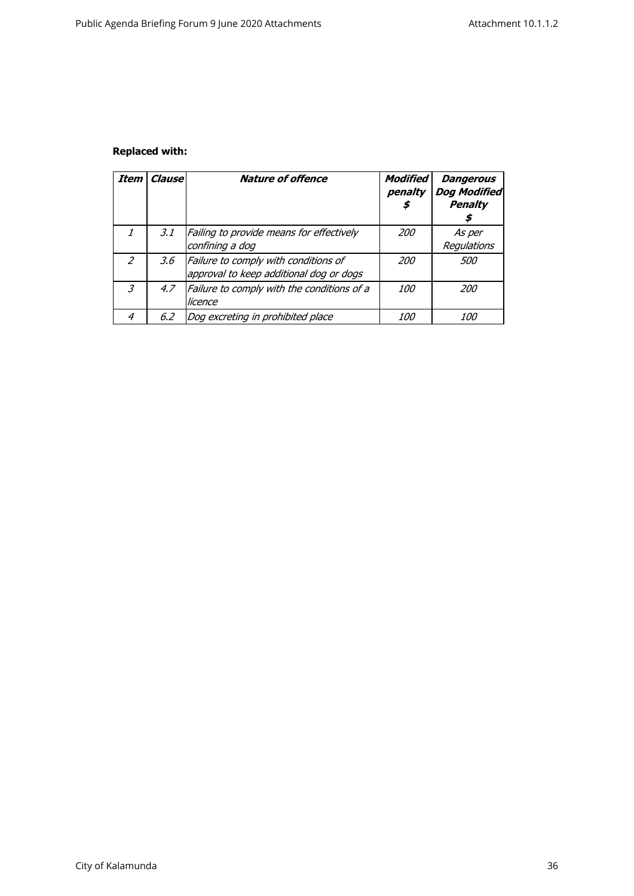**Replaced with:**

| *Item* | *Clause* | *Nature of offence* | *Modified penalty $* | *Dangerous Dog Modified Penalty $* |
|---|---|---|---|---|
| *1* | *3.1* | *Failing to provide means for effectively confining a dog* | *200* | *As per Regulations* |
| *2* | *3.6* | *Failure to comply with conditions of approval to keep additional dog or dogs* | *200* | *500* |
| *3* | *4.7* | *Failure to comply with the conditions of a licence* | *100* | *200* |
| *4* | *6.2* | *Dog excreting in prohibited place* | *100* | *100* |